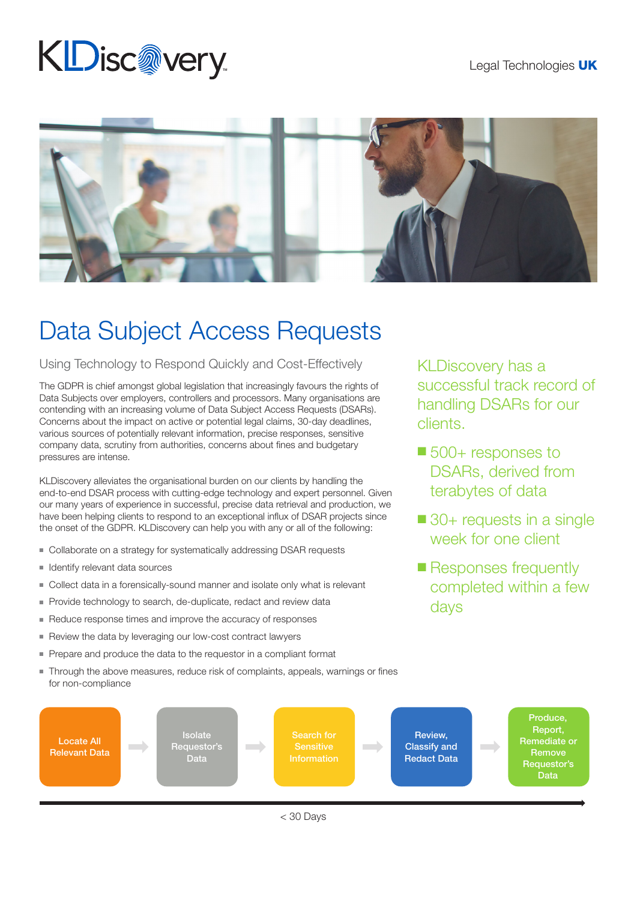KLDiscovery

Legal Technologies **UK**

# Data Subject Access Requests

## Using Technology to Respond Quickly and Cost-Effectively

The GDPR is chief amongst global legislation that increasingly favours the rights of Data Subjects over employers, controllers and processors. Many organisations are contending with an increasing volume of Data Subject Access Requests (DSARs). Concerns about the impact on active or potential legal claims, 30-day deadlines, various sources of potentially relevant information, precise responses, sensitive company data, scrutiny from authorities, concerns about fines and budgetary pressures are intense.

KLDiscovery alleviates the organisational burden on our clients by handling the end-to-end DSAR process with cutting-edge technology and expert personnel. Given our many years of experience in successful, precise data retrieval and production, we have been helping clients to respond to an exceptional influx of DSAR projects since the onset of the GDPR. KLDiscovery can help you with any or all of the following:

- Collaborate on a strategy for systematically addressing DSAR requests
- Identify relevant data sources
- Collect data in a forensically-sound manner and isolate only what is relevant
- Provide technology to search, de-duplicate, redact and review data
- Reduce response times and improve the accuracy of responses
- Review the data by leveraging our low-cost contract lawyers
- Prepare and produce the data to the requestor in a compliant format
- Through the above measures, reduce risk of complaints, appeals, warnings or fines for non-compliance

KLDiscovery has a successful track record of handling DSARs for our clients.

- 500+ responses to DSARs, derived from terabytes of data
- 30+ requests in a single week for one client
- Responses frequently completed within a few days

Locate All Relevant Data → Isolate Requestor's Data → Search for Sensitive Information → Review, Classify and Redact Data → Produce, Report, Remediate or Remove Requestor's Data

< 30 Days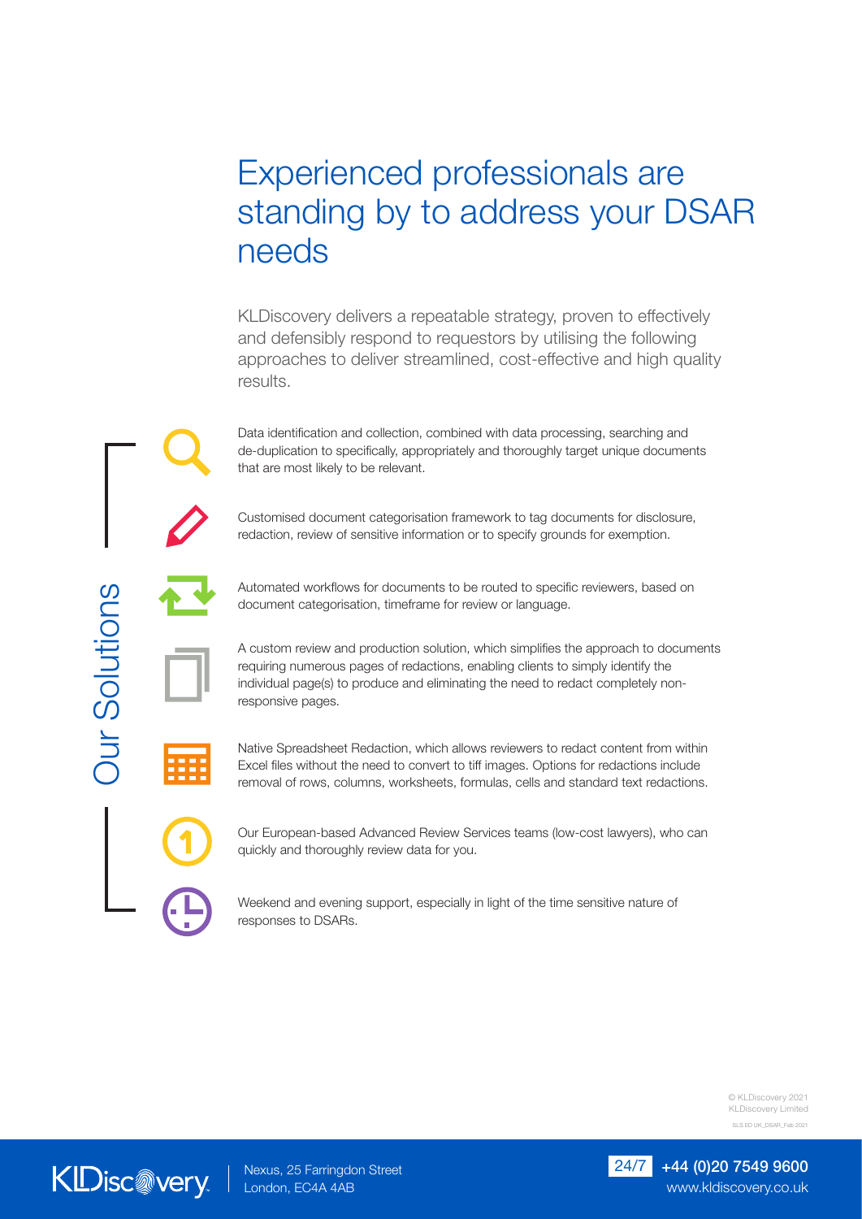# Experienced professionals are standing by to address your DSAR needs

KLDiscovery delivers a repeatable strategy, proven to effectively and defensibly respond to requestors by utilising the following approaches to deliver streamlined, cost-effective and high quality results.

## Our Solutions

- Data identification and collection, combined with data processing, searching and de-duplication to specifically, appropriately and thoroughly target unique documents that are most likely to be relevant.
- Customised document categorisation framework to tag documents for disclosure, redaction, review of sensitive information or to specify grounds for exemption.
- Automated workflows for documents to be routed to specific reviewers, based on document categorisation, timeframe for review or language.
- A custom review and production solution, which simplifies the approach to documents requiring numerous pages of redactions, enabling clients to simply identify the individual page(s) to produce and eliminating the need to redact completely non-responsive pages.
- Native Spreadsheet Redaction, which allows reviewers to redact content from within Excel files without the need to convert to tiff images. Options for redactions include removal of rows, columns, worksheets, formulas, cells and standard text redactions.
- Our European-based Advanced Review Services teams (low-cost lawyers), who can quickly and thoroughly review data for you.
- Weekend and evening support, especially in light of the time sensitive nature of responses to DSARs.

© KLDiscovery 2021
KLDiscovery Limited
SLS ED UK_DSAR_Feb 2021

KLDiscovery

Nexus, 25 Farringdon Street
London, EC4A 4AB

24/7 +44 (0)20 7549 9600
www.kldiscovery.co.uk